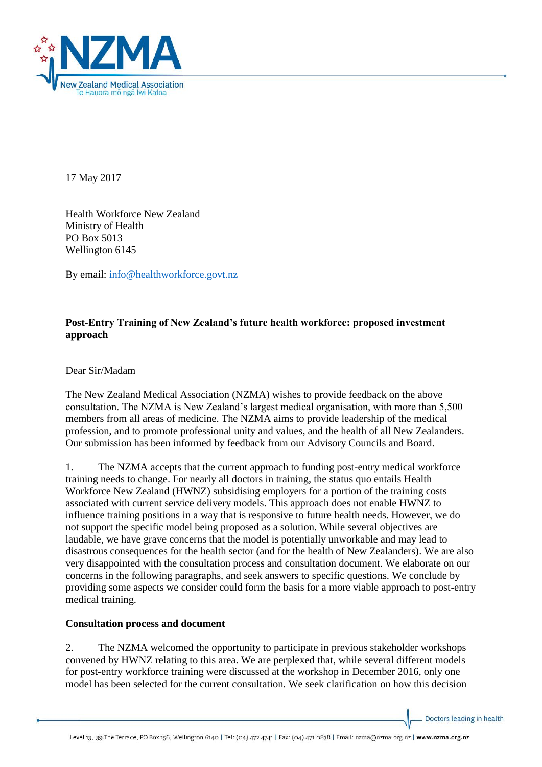17 May 2017

Health Workforce New Zealand
Ministry of Health
PO Box 5013
Wellington 6145

By email: info@healthworkforce.govt.nz

**Post-Entry Training of New Zealand's future health workforce: proposed investment approach**

Dear Sir/Madam

The New Zealand Medical Association (NZMA) wishes to provide feedback on the above consultation. The NZMA is New Zealand's largest medical organisation, with more than 5,500 members from all areas of medicine. The NZMA aims to provide leadership of the medical profession, and to promote professional unity and values, and the health of all New Zealanders. Our submission has been informed by feedback from our Advisory Councils and Board.

1. The NZMA accepts that the current approach to funding post-entry medical workforce training needs to change. For nearly all doctors in training, the status quo entails Health Workforce New Zealand (HWNZ) subsidising employers for a portion of the training costs associated with current service delivery models. This approach does not enable HWNZ to influence training positions in a way that is responsive to future health needs. However, we do not support the specific model being proposed as a solution. While several objectives are laudable, we have grave concerns that the model is potentially unworkable and may lead to disastrous consequences for the health sector (and for the health of New Zealanders). We are also very disappointed with the consultation process and consultation document. We elaborate on our concerns in the following paragraphs, and seek answers to specific questions. We conclude by providing some aspects we consider could form the basis for a more viable approach to post-entry medical training.

**Consultation process and document**

2. The NZMA welcomed the opportunity to participate in previous stakeholder workshops convened by HWNZ relating to this area. We are perplexed that, while several different models for post-entry workforce training were discussed at the workshop in December 2016, only one model has been selected for the current consultation. We seek clarification on how this decision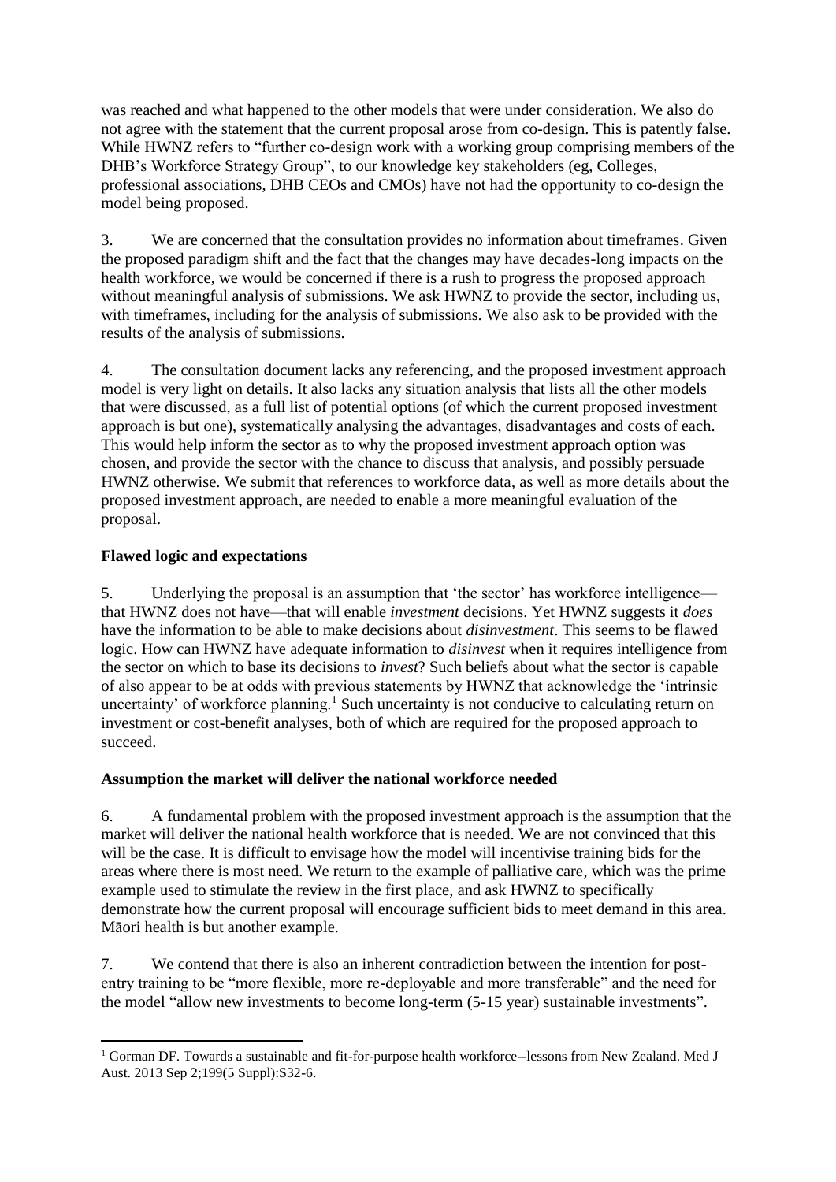was reached and what happened to the other models that were under consideration. We also do not agree with the statement that the current proposal arose from co-design. This is patently false. While HWNZ refers to "further co-design work with a working group comprising members of the DHB's Workforce Strategy Group", to our knowledge key stakeholders (eg, Colleges, professional associations, DHB CEOs and CMOs) have not had the opportunity to co-design the model being proposed.

3. We are concerned that the consultation provides no information about timeframes. Given the proposed paradigm shift and the fact that the changes may have decades-long impacts on the health workforce, we would be concerned if there is a rush to progress the proposed approach without meaningful analysis of submissions. We ask HWNZ to provide the sector, including us, with timeframes, including for the analysis of submissions. We also ask to be provided with the results of the analysis of submissions.

4. The consultation document lacks any referencing, and the proposed investment approach model is very light on details. It also lacks any situation analysis that lists all the other models that were discussed, as a full list of potential options (of which the current proposed investment approach is but one), systematically analysing the advantages, disadvantages and costs of each. This would help inform the sector as to why the proposed investment approach option was chosen, and provide the sector with the chance to discuss that analysis, and possibly persuade HWNZ otherwise. We submit that references to workforce data, as well as more details about the proposed investment approach, are needed to enable a more meaningful evaluation of the proposal.

**Flawed logic and expectations**

5. Underlying the proposal is an assumption that 'the sector' has workforce intelligence—that HWNZ does not have—that will enable *investment* decisions. Yet HWNZ suggests it *does* have the information to be able to make decisions about *disinvestment*. This seems to be flawed logic. How can HWNZ have adequate information to *disinvest* when it requires intelligence from the sector on which to base its decisions to *invest*? Such beliefs about what the sector is capable of also appear to be at odds with previous statements by HWNZ that acknowledge the 'intrinsic uncertainty' of workforce planning.[1] Such uncertainty is not conducive to calculating return on investment or cost-benefit analyses, both of which are required for the proposed approach to succeed.

**Assumption the market will deliver the national workforce needed**

6. A fundamental problem with the proposed investment approach is the assumption that the market will deliver the national health workforce that is needed. We are not convinced that this will be the case. It is difficult to envisage how the model will incentivise training bids for the areas where there is most need. We return to the example of palliative care, which was the prime example used to stimulate the review in the first place, and ask HWNZ to specifically demonstrate how the current proposal will encourage sufficient bids to meet demand in this area. Māori health is but another example.

7. We contend that there is also an inherent contradiction between the intention for post-entry training to be "more flexible, more re-deployable and more transferable" and the need for the model "allow new investments to become long-term (5-15 year) sustainable investments".

[1] Gorman DF. Towards a sustainable and fit-for-purpose health workforce--lessons from New Zealand. Med J Aust. 2013 Sep 2;199(5 Suppl):S32-6.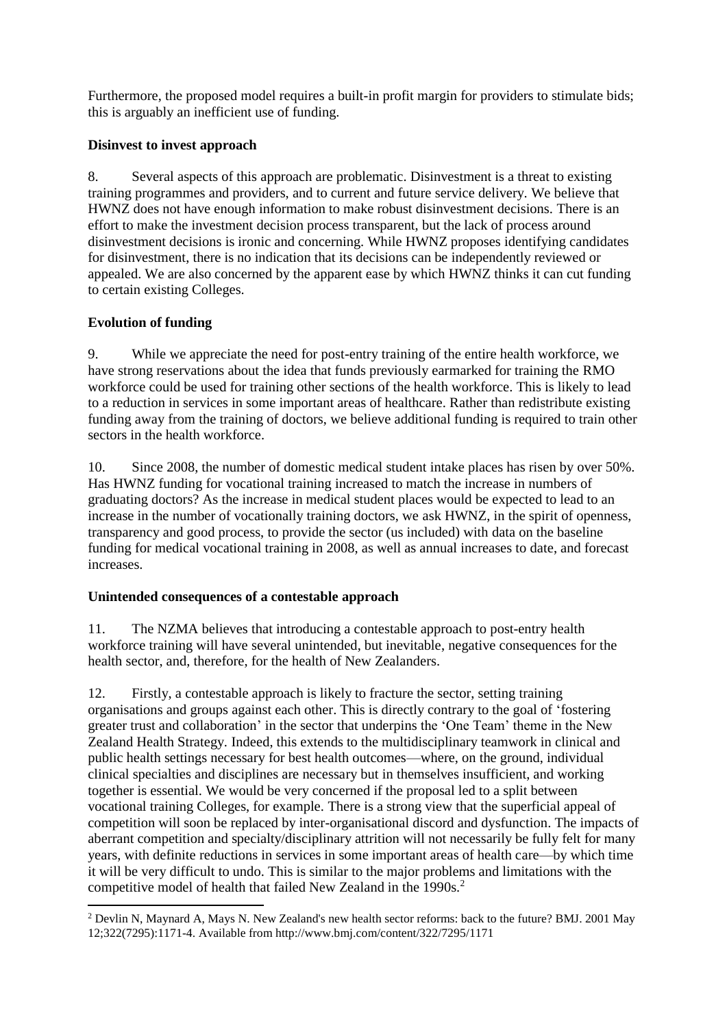Furthermore, the proposed model requires a built-in profit margin for providers to stimulate bids; this is arguably an inefficient use of funding.

**Disinvest to invest approach**

8. Several aspects of this approach are problematic. Disinvestment is a threat to existing training programmes and providers, and to current and future service delivery. We believe that HWNZ does not have enough information to make robust disinvestment decisions. There is an effort to make the investment decision process transparent, but the lack of process around disinvestment decisions is ironic and concerning. While HWNZ proposes identifying candidates for disinvestment, there is no indication that its decisions can be independently reviewed or appealed. We are also concerned by the apparent ease by which HWNZ thinks it can cut funding to certain existing Colleges.

**Evolution of funding**

9. While we appreciate the need for post-entry training of the entire health workforce, we have strong reservations about the idea that funds previously earmarked for training the RMO workforce could be used for training other sections of the health workforce. This is likely to lead to a reduction in services in some important areas of healthcare. Rather than redistribute existing funding away from the training of doctors, we believe additional funding is required to train other sectors in the health workforce.

10. Since 2008, the number of domestic medical student intake places has risen by over 50%. Has HWNZ funding for vocational training increased to match the increase in numbers of graduating doctors? As the increase in medical student places would be expected to lead to an increase in the number of vocationally training doctors, we ask HWNZ, in the spirit of openness, transparency and good process, to provide the sector (us included) with data on the baseline funding for medical vocational training in 2008, as well as annual increases to date, and forecast increases.

**Unintended consequences of a contestable approach**

11. The NZMA believes that introducing a contestable approach to post-entry health workforce training will have several unintended, but inevitable, negative consequences for the health sector, and, therefore, for the health of New Zealanders.

12. Firstly, a contestable approach is likely to fracture the sector, setting training organisations and groups against each other. This is directly contrary to the goal of 'fostering greater trust and collaboration' in the sector that underpins the 'One Team' theme in the New Zealand Health Strategy. Indeed, this extends to the multidisciplinary teamwork in clinical and public health settings necessary for best health outcomes—where, on the ground, individual clinical specialties and disciplines are necessary but in themselves insufficient, and working together is essential. We would be very concerned if the proposal led to a split between vocational training Colleges, for example. There is a strong view that the superficial appeal of competition will soon be replaced by inter-organisational discord and dysfunction. The impacts of aberrant competition and specialty/disciplinary attrition will not necessarily be fully felt for many years, with definite reductions in services in some important areas of health care—by which time it will be very difficult to undo. This is similar to the major problems and limitations with the competitive model of health that failed New Zealand in the 1990s.[2]

[2] Devlin N, Maynard A, Mays N. New Zealand's new health sector reforms: back to the future? BMJ. 2001 May 12;322(7295):1171-4. Available from http://www.bmj.com/content/322/7295/1171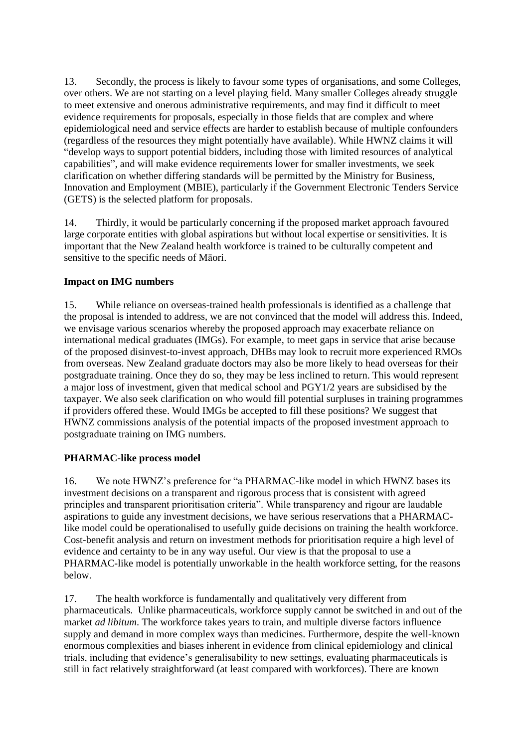13. Secondly, the process is likely to favour some types of organisations, and some Colleges, over others. We are not starting on a level playing field. Many smaller Colleges already struggle to meet extensive and onerous administrative requirements, and may find it difficult to meet evidence requirements for proposals, especially in those fields that are complex and where epidemiological need and service effects are harder to establish because of multiple confounders (regardless of the resources they might potentially have available). While HWNZ claims it will "develop ways to support potential bidders, including those with limited resources of analytical capabilities", and will make evidence requirements lower for smaller investments, we seek clarification on whether differing standards will be permitted by the Ministry for Business, Innovation and Employment (MBIE), particularly if the Government Electronic Tenders Service (GETS) is the selected platform for proposals.

14. Thirdly, it would be particularly concerning if the proposed market approach favoured large corporate entities with global aspirations but without local expertise or sensitivities. It is important that the New Zealand health workforce is trained to be culturally competent and sensitive to the specific needs of Māori.

**Impact on IMG numbers**

15. While reliance on overseas-trained health professionals is identified as a challenge that the proposal is intended to address, we are not convinced that the model will address this. Indeed, we envisage various scenarios whereby the proposed approach may exacerbate reliance on international medical graduates (IMGs). For example, to meet gaps in service that arise because of the proposed disinvest-to-invest approach, DHBs may look to recruit more experienced RMOs from overseas. New Zealand graduate doctors may also be more likely to head overseas for their postgraduate training. Once they do so, they may be less inclined to return. This would represent a major loss of investment, given that medical school and PGY1/2 years are subsidised by the taxpayer. We also seek clarification on who would fill potential surpluses in training programmes if providers offered these. Would IMGs be accepted to fill these positions? We suggest that HWNZ commissions analysis of the potential impacts of the proposed investment approach to postgraduate training on IMG numbers.

**PHARMAC-like process model**

16. We note HWNZ's preference for "a PHARMAC-like model in which HWNZ bases its investment decisions on a transparent and rigorous process that is consistent with agreed principles and transparent prioritisation criteria". While transparency and rigour are laudable aspirations to guide any investment decisions, we have serious reservations that a PHARMAC-like model could be operationalised to usefully guide decisions on training the health workforce. Cost-benefit analysis and return on investment methods for prioritisation require a high level of evidence and certainty to be in any way useful. Our view is that the proposal to use a PHARMAC-like model is potentially unworkable in the health workforce setting, for the reasons below.

17. The health workforce is fundamentally and qualitatively very different from pharmaceuticals. Unlike pharmaceuticals, workforce supply cannot be switched in and out of the market *ad libitum*. The workforce takes years to train, and multiple diverse factors influence supply and demand in more complex ways than medicines. Furthermore, despite the well-known enormous complexities and biases inherent in evidence from clinical epidemiology and clinical trials, including that evidence's generalisability to new settings, evaluating pharmaceuticals is still in fact relatively straightforward (at least compared with workforces). There are known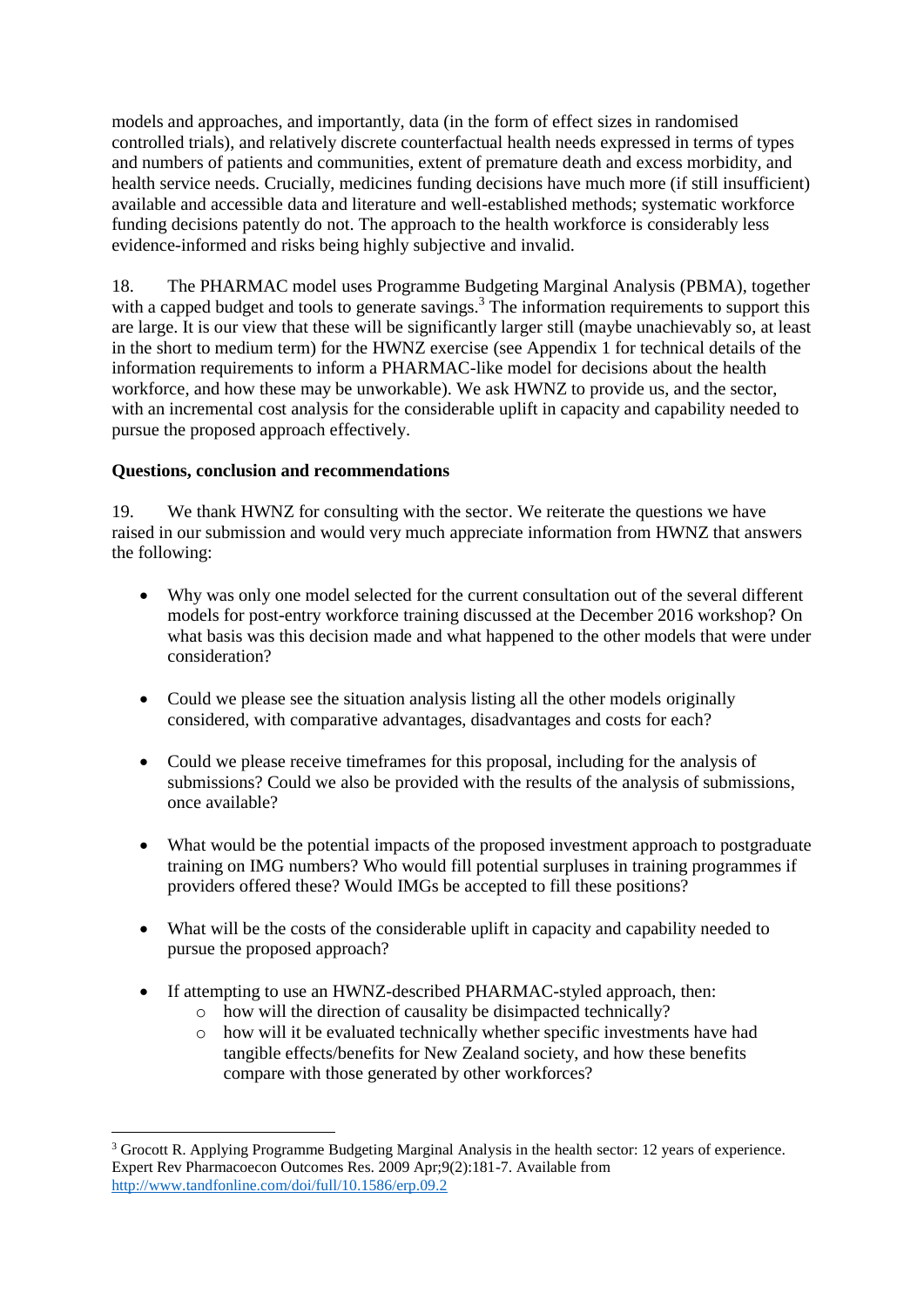models and approaches, and importantly, data (in the form of effect sizes in randomised controlled trials), and relatively discrete counterfactual health needs expressed in terms of types and numbers of patients and communities, extent of premature death and excess morbidity, and health service needs. Crucially, medicines funding decisions have much more (if still insufficient) available and accessible data and literature and well-established methods; systematic workforce funding decisions patently do not. The approach to the health workforce is considerably less evidence-informed and risks being highly subjective and invalid.

18. The PHARMAC model uses Programme Budgeting Marginal Analysis (PBMA), together with a capped budget and tools to generate savings.[3] The information requirements to support this are large. It is our view that these will be significantly larger still (maybe unachievably so, at least in the short to medium term) for the HWNZ exercise (see Appendix 1 for technical details of the information requirements to inform a PHARMAC-like model for decisions about the health workforce, and how these may be unworkable). We ask HWNZ to provide us, and the sector, with an incremental cost analysis for the considerable uplift in capacity and capability needed to pursue the proposed approach effectively.

**Questions, conclusion and recommendations**

19. We thank HWNZ for consulting with the sector. We reiterate the questions we have raised in our submission and would very much appreciate information from HWNZ that answers the following:

- Why was only one model selected for the current consultation out of the several different models for post-entry workforce training discussed at the December 2016 workshop? On what basis was this decision made and what happened to the other models that were under consideration?
- Could we please see the situation analysis listing all the other models originally considered, with comparative advantages, disadvantages and costs for each?
- Could we please receive timeframes for this proposal, including for the analysis of submissions? Could we also be provided with the results of the analysis of submissions, once available?
- What would be the potential impacts of the proposed investment approach to postgraduate training on IMG numbers? Who would fill potential surpluses in training programmes if providers offered these? Would IMGs be accepted to fill these positions?
- What will be the costs of the considerable uplift in capacity and capability needed to pursue the proposed approach?
- If attempting to use an HWNZ-described PHARMAC-styled approach, then:
    - how will the direction of causality be disimpacted technically?
    - how will it be evaluated technically whether specific investments have had tangible effects/benefits for New Zealand society, and how these benefits compare with those generated by other workforces?

---

[3] Grocott R. Applying Programme Budgeting Marginal Analysis in the health sector: 12 years of experience. Expert Rev Pharmacoecon Outcomes Res. 2009 Apr;9(2):181-7. Available from http://www.tandfonline.com/doi/full/10.1586/erp.09.2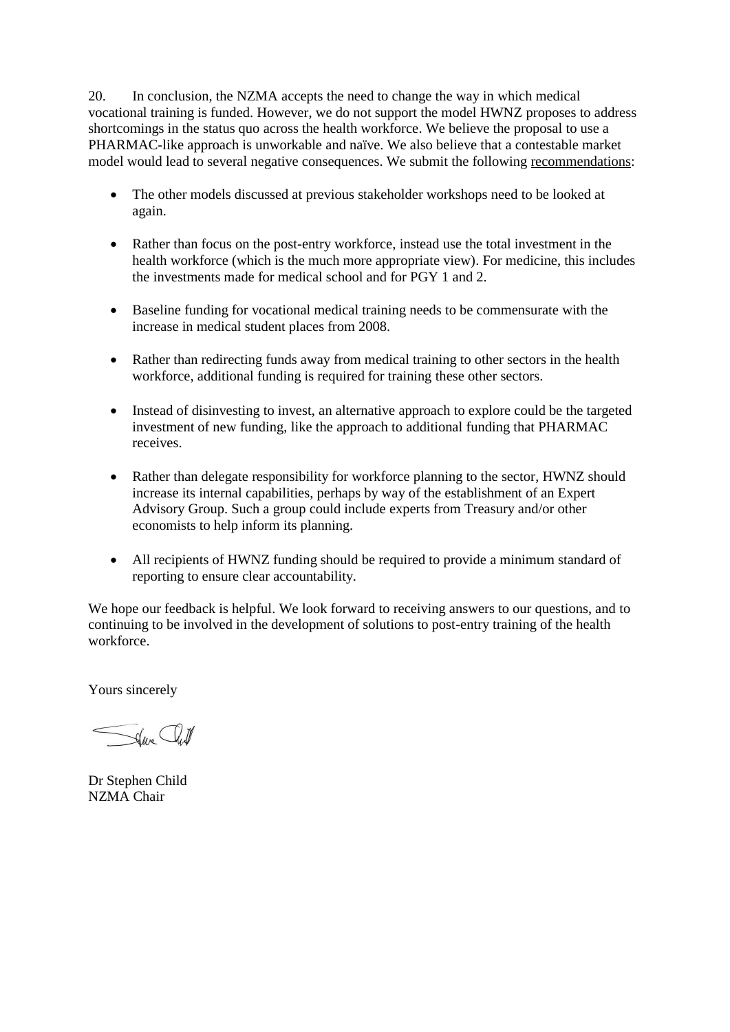20. In conclusion, the NZMA accepts the need to change the way in which medical vocational training is funded. However, we do not support the model HWNZ proposes to address shortcomings in the status quo across the health workforce. We believe the proposal to use a PHARMAC-like approach is unworkable and naïve. We also believe that a contestable market model would lead to several negative consequences. We submit the following recommendations:

- The other models discussed at previous stakeholder workshops need to be looked at again.
- Rather than focus on the post-entry workforce, instead use the total investment in the health workforce (which is the much more appropriate view). For medicine, this includes the investments made for medical school and for PGY 1 and 2.
- Baseline funding for vocational medical training needs to be commensurate with the increase in medical student places from 2008.
- Rather than redirecting funds away from medical training to other sectors in the health workforce, additional funding is required for training these other sectors.
- Instead of disinvesting to invest, an alternative approach to explore could be the targeted investment of new funding, like the approach to additional funding that PHARMAC receives.
- Rather than delegate responsibility for workforce planning to the sector, HWNZ should increase its internal capabilities, perhaps by way of the establishment of an Expert Advisory Group. Such a group could include experts from Treasury and/or other economists to help inform its planning.
- All recipients of HWNZ funding should be required to provide a minimum standard of reporting to ensure clear accountability.

We hope our feedback is helpful. We look forward to receiving answers to our questions, and to continuing to be involved in the development of solutions to post-entry training of the health workforce.

Yours sincerely

Dr Stephen Child
NZMA Chair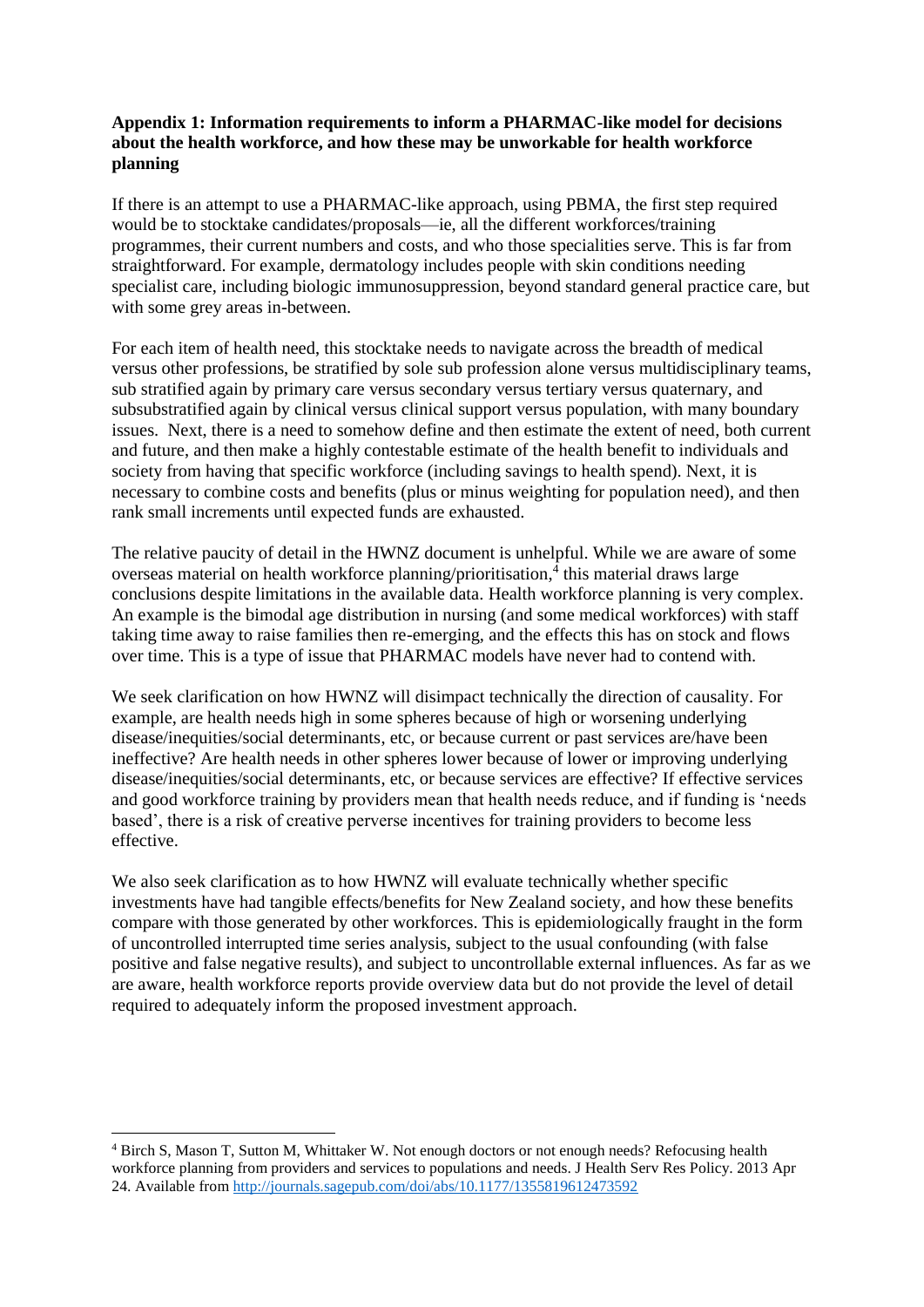**Appendix 1: Information requirements to inform a PHARMAC-like model for decisions about the health workforce, and how these may be unworkable for health workforce planning**

If there is an attempt to use a PHARMAC-like approach, using PBMA, the first step required would be to stocktake candidates/proposals—ie, all the different workforces/training programmes, their current numbers and costs, and who those specialities serve. This is far from straightforward. For example, dermatology includes people with skin conditions needing specialist care, including biologic immunosuppression, beyond standard general practice care, but with some grey areas in-between.

For each item of health need, this stocktake needs to navigate across the breadth of medical versus other professions, be stratified by sole sub profession alone versus multidisciplinary teams, sub stratified again by primary care versus secondary versus tertiary versus quaternary, and subsubstratified again by clinical versus clinical support versus population, with many boundary issues. Next, there is a need to somehow define and then estimate the extent of need, both current and future, and then make a highly contestable estimate of the health benefit to individuals and society from having that specific workforce (including savings to health spend). Next, it is necessary to combine costs and benefits (plus or minus weighting for population need), and then rank small increments until expected funds are exhausted.

The relative paucity of detail in the HWNZ document is unhelpful. While we are aware of some overseas material on health workforce planning/prioritisation,[4] this material draws large conclusions despite limitations in the available data. Health workforce planning is very complex. An example is the bimodal age distribution in nursing (and some medical workforces) with staff taking time away to raise families then re-emerging, and the effects this has on stock and flows over time. This is a type of issue that PHARMAC models have never had to contend with.

We seek clarification on how HWNZ will disimpact technically the direction of causality. For example, are health needs high in some spheres because of high or worsening underlying disease/inequities/social determinants, etc, or because current or past services are/have been ineffective? Are health needs in other spheres lower because of lower or improving underlying disease/inequities/social determinants, etc, or because services are effective? If effective services and good workforce training by providers mean that health needs reduce, and if funding is 'needs based', there is a risk of creative perverse incentives for training providers to become less effective.

We also seek clarification as to how HWNZ will evaluate technically whether specific investments have had tangible effects/benefits for New Zealand society, and how these benefits compare with those generated by other workforces. This is epidemiologically fraught in the form of uncontrolled interrupted time series analysis, subject to the usual confounding (with false positive and false negative results), and subject to uncontrollable external influences. As far as we are aware, health workforce reports provide overview data but do not provide the level of detail required to adequately inform the proposed investment approach.

---

[4] Birch S, Mason T, Sutton M, Whittaker W. Not enough doctors or not enough needs? Refocusing health workforce planning from providers and services to populations and needs. J Health Serv Res Policy. 2013 Apr 24. Available from http://journals.sagepub.com/doi/abs/10.1177/1355819612473592